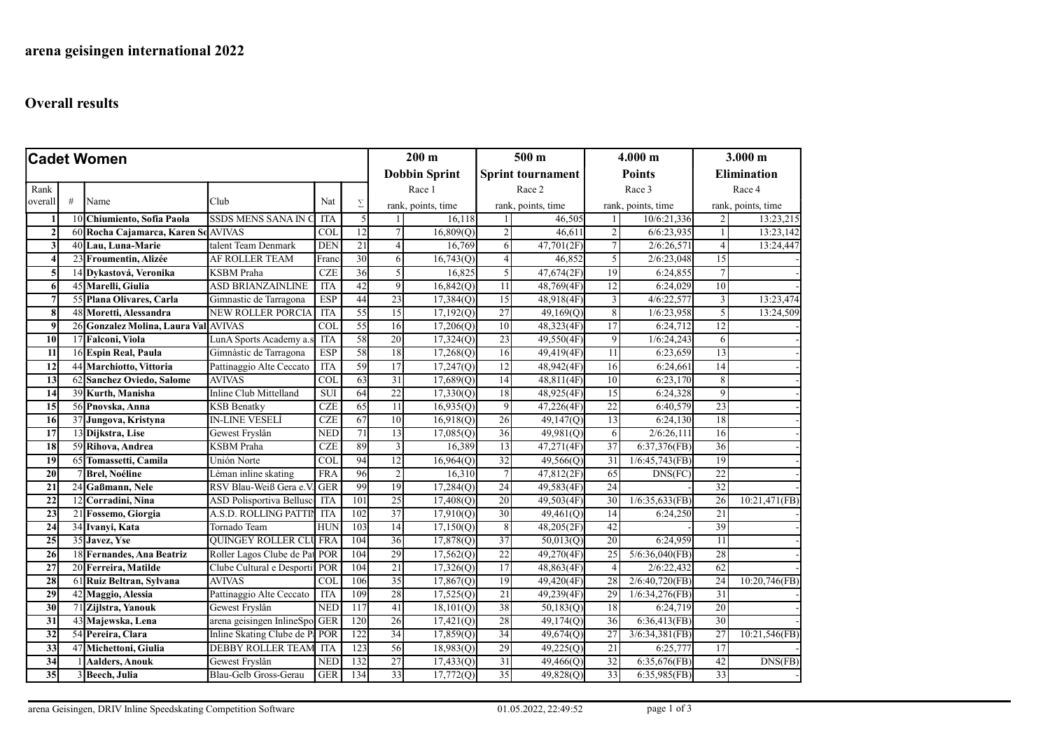# arena geisingen international 2022

## Overall results

| Cadet Women | | | | | | 200 m | | 500 m | | 4.000 m | | 3.000 m | |
|---|---|---|---|---|---|---|---|---|---|---|---|---|---|
| | | | | | | Dobbin Sprint | | Sprint tournament | | Points | | Elimination | |
| Rank | | | | | | Race 1 | | Race 2 | | Race 3 | | Race 4 | |
| overall | # | Name | Club | Nat | Σ | rank, points, time | | rank, points, time | | rank, points, time | | rank, points, time | |
| 1 | 10 | Chiumiento, Sofia Paola | SSDS MENS SANA IN C | ITA | 5 | 1 | 16,118 | 1 | 46,505 | 1 | 10/6:21,336 | 2 | 13:23,215 |
| 2 | 60 | Rocha Cajamarca, Karen So | AVIVAS | COL | 12 | 7 | 16,809(Q) | 2 | 46,611 | 2 | 6/6:23,935 | 1 | 13:23,142 |
| 3 | 40 | Lau, Luna-Marie | talent Team Denmark | DEN | 21 | 4 | 16,769 | 6 | 47,701(2F) | 7 | 2/6:26,571 | 4 | 13:24,447 |
| 4 | 23 | Froumentin, Alizée | AF ROLLER TEAM | Franc | 30 | 6 | 16,743(Q) | 4 | 46,852 | 5 | 2/6:23,048 | 15 | - |
| 5 | 14 | Dykastová, Veronika | KSBM Praha | CZE | 36 | 5 | 16,825 | 5 | 47,674(2F) | 19 | 6:24,855 | 7 | - |
| 6 | 45 | Marelli, Giulia | ASD BRIANZAINLINE | ITA | 42 | 9 | 16,842(Q) | 11 | 48,769(4F) | 12 | 6:24,029 | 10 | - |
| 7 | 55 | Plana Olivares, Carla | Gimnastic de Tarragona | ESP | 44 | 23 | 17,384(Q) | 15 | 48,918(4F) | 3 | 4/6:22,577 | 3 | 13:23,474 |
| 8 | 48 | Moretti, Alessandra | NEW ROLLER PORCIA | ITA | 55 | 15 | 17,192(Q) | 27 | 49,169(Q) | 8 | 1/6:23,958 | 5 | 13:24,509 |
| 9 | 26 | Gonzalez Molina, Laura Val | AVIVAS | COL | 55 | 16 | 17,206(Q) | 10 | 48,323(4F) | 17 | 6:24,712 | 12 | - |
| 10 | 17 | Falconi, Viola | LunA Sports Academy a.s | ITA | 58 | 20 | 17,324(Q) | 23 | 49,550(4F) | 9 | 1/6:24,243 | 6 | - |
| 11 | 16 | Espin Real, Paula | Gimnàstic de Tarragona | ESP | 58 | 18 | 17,268(Q) | 16 | 49,419(4F) | 11 | 6:23,659 | 13 | - |
| 12 | 44 | Marchiotto, Vittoria | Pattinaggio Alte Ceccato | ITA | 59 | 17 | 17,247(Q) | 12 | 48,942(4F) | 16 | 6:24,661 | 14 | - |
| 13 | 62 | Sanchez Oviedo, Salome | AVIVAS | COL | 63 | 31 | 17,689(Q) | 14 | 48,811(4F) | 10 | 6:23,170 | 8 | - |
| 14 | 39 | Kurth, Manisha | Inline Club Mittelland | SUI | 64 | 22 | 17,330(Q) | 18 | 48,925(4F) | 15 | 6:24,328 | 9 | - |
| 15 | 56 | Pnovska, Anna | KSB Benatky | CZE | 65 | 11 | 16,935(Q) | 9 | 47,226(4F) | 22 | 6:40,579 | 23 | - |
| 16 | 37 | Jungova, Kristyna | IN-LINE VESELÍ | CZE | 67 | 10 | 16,918(Q) | 26 | 49,147(Q) | 13 | 6:24,130 | 18 | - |
| 17 | 13 | Dijkstra, Lise | Gewest Fryslân | NED | 71 | 13 | 17,085(Q) | 36 | 49,981(Q) | 6 | 2/6:26,111 | 16 | - |
| 18 | 59 | Rihova, Andrea | KSBM Praha | CZE | 89 | 3 | 16,389 | 13 | 47,271(4F) | 37 | 6:37,376(FB) | 36 | - |
| 19 | 65 | Tomassetti, Camila | Unión Norte | COL | 94 | 12 | 16,964(Q) | 32 | 49,566(Q) | 31 | 1/6:45,743(FB) | 19 | - |
| 20 | 7 | Brel, Noéline | Léman inline skating | FRA | 96 | 2 | 16,310 | 7 | 47,812(2F) | 65 | DNS(FC) | 22 | - |
| 21 | 24 | Gaßmann, Nele | RSV Blau-Weiß Gera e.V. | GER | 99 | 19 | 17,284(Q) | 24 | 49,583(4F) | 24 | - | 32 | - |
| 22 | 12 | Corradini, Nina | ASD Polisportiva Bellusc | ITA | 101 | 25 | 17,408(Q) | 20 | 49,503(4F) | 30 | 1/6:35,633(FB) | 26 | 10:21,471(FB) |
| 23 | 21 | Fossemo, Giorgia | A.S.D. ROLLING PATTIN | ITA | 102 | 37 | 17,910(Q) | 30 | 49,461(Q) | 14 | 6:24,250 | 21 | - |
| 24 | 34 | Ivanyi, Kata | Tornado Team | HUN | 103 | 14 | 17,150(Q) | 8 | 48,205(2F) | 42 | - | 39 | - |
| 25 | 35 | Javez, Yse | QUINGEY ROLLER CLU | FRA | 104 | 36 | 17,878(Q) | 37 | 50,013(Q) | 20 | 6:24,959 | 11 | - |
| 26 | 18 | Fernandes, Ana Beatriz | Roller Lagos Clube de Pat | POR | 104 | 29 | 17,562(Q) | 22 | 49,270(4F) | 25 | 5/6:36,040(FB) | 28 | - |
| 27 | 20 | Ferreira, Matilde | Clube Cultural e Desporti | POR | 104 | 21 | 17,326(Q) | 17 | 48,863(4F) | 4 | 2/6:22,432 | 62 | - |
| 28 | 61 | Ruiz Beltran, Sylvana | AVIVAS | COL | 106 | 35 | 17,867(Q) | 19 | 49,420(4F) | 28 | 2/6:40,720(FB) | 24 | 10:20,746(FB) |
| 29 | 42 | Maggio, Alessia | Pattinaggio Alte Ceccato | ITA | 109 | 28 | 17,525(Q) | 21 | 49,239(4F) | 29 | 1/6:34,276(FB) | 31 | - |
| 30 | 71 | Zijlstra, Yanouk | Gewest Fryslân | NED | 117 | 41 | 18,101(Q) | 38 | 50,183(Q) | 18 | 6:24,719 | 20 | - |
| 31 | 43 | Majewska, Lena | arena geisingen InlineSpo | GER | 120 | 26 | 17,421(Q) | 28 | 49,174(Q) | 36 | 6:36,413(FB) | 30 | - |
| 32 | 54 | Pereira, Clara | Inline Skating Clube de Pa | POR | 122 | 34 | 17,859(Q) | 34 | 49,674(Q) | 27 | 3/6:34,381(FB) | 27 | 10:21,546(FB) |
| 33 | 47 | Michettoni, Giulia | DEBBY ROLLER TEAM | ITA | 123 | 56 | 18,983(Q) | 29 | 49,225(Q) | 21 | 6:25,777 | 17 | - |
| 34 | 1 | Aalders, Anouk | Gewest Fryslân | NED | 132 | 27 | 17,433(Q) | 31 | 49,466(Q) | 32 | 6:35,676(FB) | 42 | DNS(FB) |
| 35 | 3 | Beech, Julia | Blau-Gelb Gross-Gerau | GER | 134 | 33 | 17,772(Q) | 35 | 49,828(Q) | 33 | 6:35,985(FB) | 33 | - |

arena Geisingen, DRIV Inline Speedskating Competition Software 01.05.2022, 22:49:52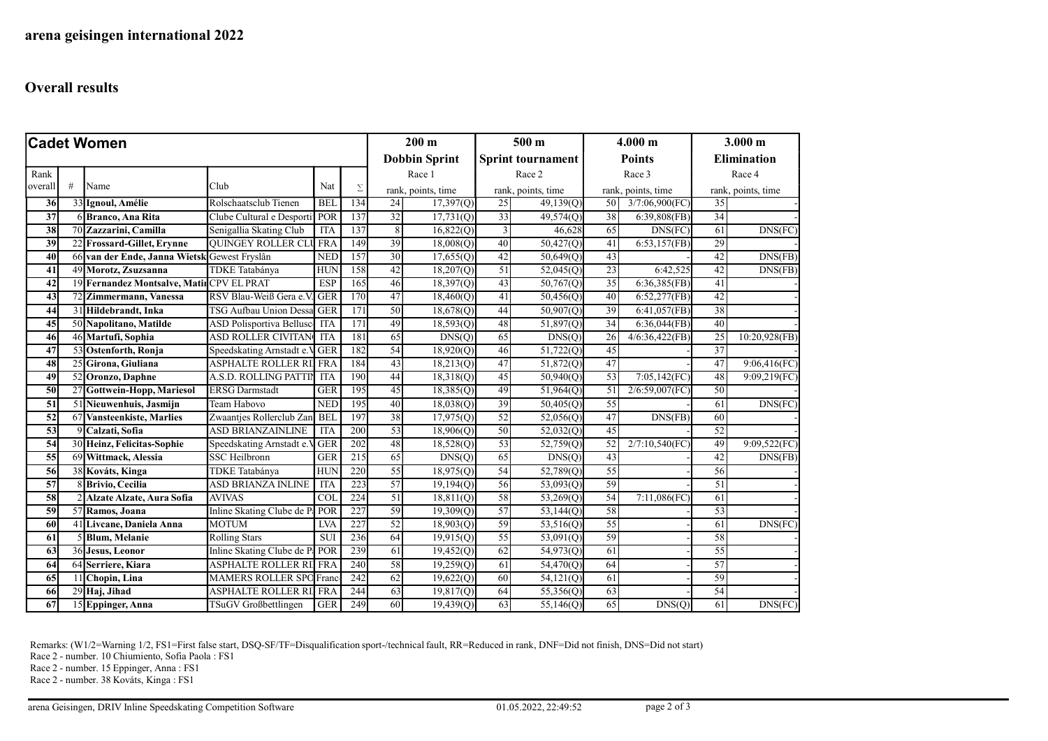## arena geisingen international 2022

### Overall results

| Cadet Women | | | | | | 200 m | | 500 m | | 4.000 m | | 3.000 m | |
|---|---|---|---|---|---|---|---|---|---|---|---|---|---|
| | | | | | | Dobbin Sprint | | Sprint tournament | | Points | | Elimination | |
| Rank | | | | | | Race 1 | | Race 2 | | Race 3 | | Race 4 | |
| overall | # | Name | Club | Nat | Σ | rank, points, time | | rank, points, time | | rank, points, time | | rank, points, time | |
| 36 | 33 | Ignoul, Amélie | Rolschaatsclub Tienen | BEL | 134 | 24 | 17,397(Q) | 25 | 49,139(Q) | 50 | 3/7:06,900(FC) | 35 | - |
| 37 | 6 | Branco, Ana Rita | Clube Cultural e Desporti | POR | 137 | 32 | 17,731(Q) | 33 | 49,574(Q) | 38 | 6:39,808(FB) | 34 | - |
| 38 | 70 | Zazzarini, Camilla | Senigallia Skating Club | ITA | 137 | 8 | 16,822(Q) | 3 | 46,628 | 65 | DNS(FC) | 61 | DNS(FC) |
| 39 | 22 | Frossard-Gillet, Erynne | QUINGEY ROLLER CLU | FRA | 149 | 39 | 18,008(Q) | 40 | 50,427(Q) | 41 | 6:53,157(FB) | 29 | - |
| 40 | 66 | van der Ende, Janna Wietsk | Gewest Fryslân | NED | 157 | 30 | 17,655(Q) | 42 | 50,649(Q) | 43 | - | 42 | DNS(FB) |
| 41 | 49 | Morotz, Zsuzsanna | TDKE Tatabánya | HUN | 158 | 42 | 18,207(Q) | 51 | 52,045(Q) | 23 | 6:42,525 | 42 | DNS(FB) |
| 42 | 19 | Fernandez Montsalve, Matin | CPV EL PRAT | ESP | 165 | 46 | 18,397(Q) | 43 | 50,767(Q) | 35 | 6:36,385(FB) | 41 | - |
| 43 | 72 | Zimmermann, Vanessa | RSV Blau-Weiß Gera e.V. | GER | 170 | 47 | 18,460(Q) | 41 | 50,456(Q) | 40 | 6:52,277(FB) | 42 | - |
| 44 | 31 | Hildebrandt, Inka | TSG Aufbau Union Dessa | GER | 171 | 50 | 18,678(Q) | 44 | 50,907(Q) | 39 | 6:41,057(FB) | 38 | - |
| 45 | 50 | Napolitano, Matilde | ASD Polisportiva Bellusc | ITA | 171 | 49 | 18,593(Q) | 48 | 51,897(Q) | 34 | 6:36,044(FB) | 40 | - |
| 46 | 46 | Martufi, Sophia | ASD ROLLER CIVITAN | ITA | 181 | 65 | DNS(Q) | 65 | DNS(Q) | 26 | 4/6:36,422(FB) | 25 | 10:20,928(FB) |
| 47 | 53 | Ostenforth, Ronja | Speedskating Arnstadt e.V | GER | 182 | 54 | 18,920(Q) | 46 | 51,722(Q) | 45 | - | 37 | - |
| 48 | 25 | Girona, Giuliana | ASPHALTE ROLLER RI | FRA | 184 | 43 | 18,213(Q) | 47 | 51,872(Q) | 47 | - | 47 | 9:06,416(FC) |
| 49 | 52 | Oronzo, Daphne | A.S.D. ROLLING PATTIN | ITA | 190 | 44 | 18,318(Q) | 45 | 50,940(Q) | 53 | 7:05,142(FC) | 48 | 9:09,219(FC) |
| 50 | 27 | Gottwein-Hopp, Mariesol | ERSG Darmstadt | GER | 195 | 45 | 18,385(Q) | 49 | 51,964(Q) | 51 | 2/6:59,007(FC) | 50 | - |
| 51 | 51 | Nieuwenhuis, Jasmijn | Team Habovo | NED | 195 | 40 | 18,038(Q) | 39 | 50,405(Q) | 55 | - | 61 | DNS(FC) |
| 52 | 67 | Vansteenkiste, Marlies | Zwaantjes Rollerclub Zan | BEL | 197 | 38 | 17,975(Q) | 52 | 52,056(Q) | 47 | DNS(FB) | 60 | - |
| 53 | 9 | Calzati, Sofia | ASD BRIANZAINLINE | ITA | 200 | 53 | 18,906(Q) | 50 | 52,032(Q) | 45 | - | 52 | - |
| 54 | 30 | Heinz, Felicitas-Sophie | Speedskating Arnstadt e.V | GER | 202 | 48 | 18,528(Q) | 53 | 52,759(Q) | 52 | 2/7:10,540(FC) | 49 | 9:09,522(FC) |
| 55 | 69 | Wittmack, Alessia | SSC Heilbronn | GER | 215 | 65 | DNS(Q) | 65 | DNS(Q) | 43 | - | 42 | DNS(FB) |
| 56 | 38 | Kováts, Kinga | TDKE Tatabánya | HUN | 220 | 55 | 18,975(Q) | 54 | 52,789(Q) | 55 | - | 56 | - |
| 57 | 8 | Brivio, Cecilia | ASD BRIANZA INLINE | ITA | 223 | 57 | 19,194(Q) | 56 | 53,093(Q) | 59 | - | 51 | - |
| 58 | 2 | Alzate Alzate, Aura Sofia | AVIVAS | COL | 224 | 51 | 18,811(Q) | 58 | 53,269(Q) | 54 | 7:11,086(FC) | 61 | - |
| 59 | 57 | Ramos, Joana | Inline Skating Clube de P | POR | 227 | 59 | 19,309(Q) | 57 | 53,144(Q) | 58 | - | 53 | - |
| 60 | 41 | Livcane, Daniela Anna | MOTUM | LVA | 227 | 52 | 18,903(Q) | 59 | 53,516(Q) | 55 | - | 61 | DNS(FC) |
| 61 | 5 | Blum, Melanie | Rolling Stars | SUI | 236 | 64 | 19,915(Q) | 55 | 53,091(Q) | 59 | - | 58 | - |
| 63 | 36 | Jesus, Leonor | Inline Skating Clube de P | POR | 239 | 61 | 19,452(Q) | 62 | 54,973(Q) | 61 | - | 55 | - |
| 64 | 64 | Serriere, Kiara | ASPHALTE ROLLER RI | FRA | 240 | 58 | 19,259(Q) | 61 | 54,470(Q) | 64 | - | 57 | - |
| 65 | 11 | Chopin, Lina | MAMERS ROLLER SPO | Franc | 242 | 62 | 19,622(Q) | 60 | 54,121(Q) | 61 | - | 59 | - |
| 66 | 29 | Haj, Jihad | ASPHALTE ROLLER RI | FRA | 244 | 63 | 19,817(Q) | 64 | 55,356(Q) | 63 | - | 54 | - |
| 67 | 15 | Eppinger, Anna | TSuGV Großbettlingen | GER | 249 | 60 | 19,439(Q) | 63 | 55,146(Q) | 65 | DNS(Q) | 61 | DNS(FC) |

Remarks: (W1/2=Warning 1/2, FS1=First false start, DSQ-SF/TF=Disqualification sport-/technical fault, RR=Reduced in rank, DNF=Did not finish, DNS=Did not start)
Race 2 - number. 10 Chiumiento, Sofia Paola : FS1
Race 2 - number. 15 Eppinger, Anna : FS1
Race 2 - number. 38 Kováts, Kinga : FS1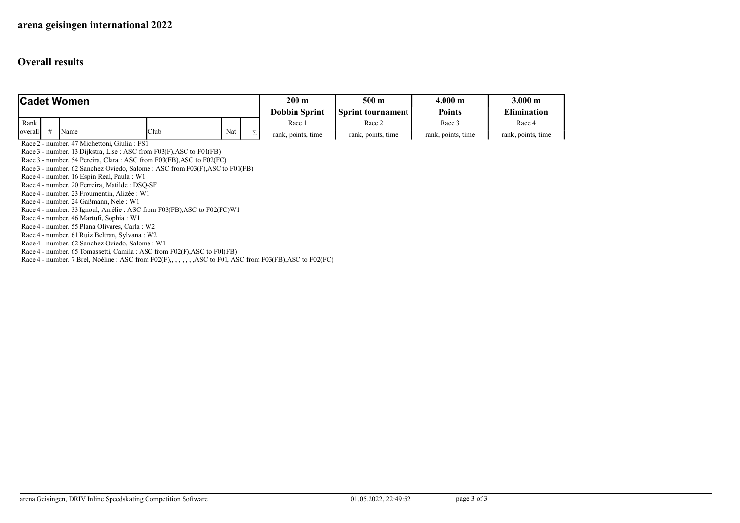**arena geisingen international 2022**

## Overall results

| Cadet Women | | | | | | 200 m<br>Dobbin Sprint | 500 m<br>Sprint tournament | 4.000 m<br>Points | 3.000 m<br>Elimination |
|---|---|---|---|---|---|---|---|---|---|
| Rank overall | # | Name | Club | Nat | ∑ | Race 1<br>rank, points, time | Race 2<br>rank, points, time | Race 3<br>rank, points, time | Race 4<br>rank, points, time |

Race 2 - number. 47 Michettoni, Giulia : FS1
Race 3 - number. 13 Dijkstra, Lise : ASC from F03(F),ASC to F01(FB)
Race 3 - number. 54 Pereira, Clara : ASC from F03(FB),ASC to F02(FC)
Race 3 - number. 62 Sanchez Oviedo, Salome : ASC from F03(F),ASC to F01(FB)
Race 4 - number. 16 Espin Real, Paula : W1
Race 4 - number. 20 Ferreira, Matilde : DSQ-SF
Race 4 - number. 23 Froumentin, Alizée : W1
Race 4 - number. 24 Gaßmann, Nele : W1
Race 4 - number. 33 Ignoul, Amélie : ASC from F03(FB),ASC to F02(FC)W1
Race 4 - number. 46 Martufi, Sophia : W1
Race 4 - number. 55 Plana Olivares, Carla : W2
Race 4 - number. 61 Ruiz Beltran, Sylvana : W2
Race 4 - number. 62 Sanchez Oviedo, Salome : W1
Race 4 - number. 65 Tomassetti, Camila : ASC from F02(F),ASC to F01(FB)
Race 4 - number. 7 Brel, Noéline : ASC from F02(F),, , , , , , ,ASC to F01, ASC from F03(FB),ASC to F02(FC)